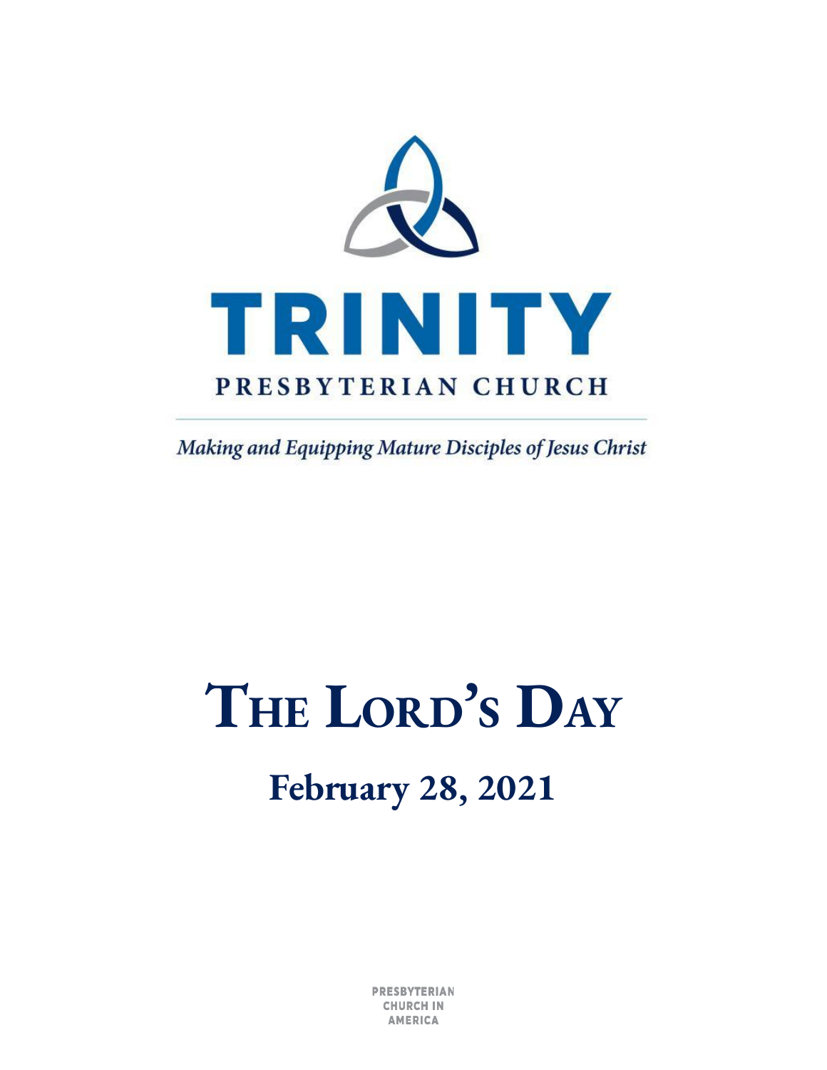# TRINITY

PRESBYTERIAN CHURCH

*Making and Equipping Mature Disciples of Jesus Christ*

# The Lord's Day

## February 28, 2021

PRESBYTERIAN CHURCH IN AMERICA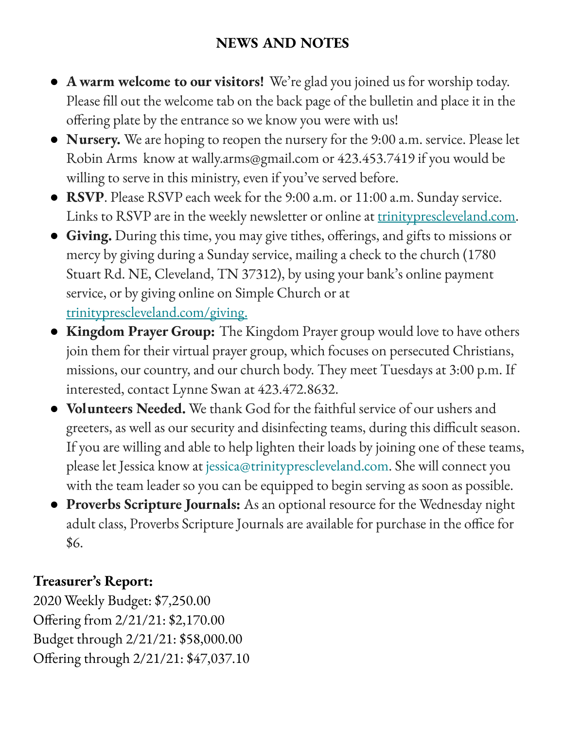## NEWS AND NOTES

- **A warm welcome to our visitors!** We're glad you joined us for worship today. Please fill out the welcome tab on the back page of the bulletin and place it in the offering plate by the entrance so we know you were with us!
- **Nursery.** We are hoping to reopen the nursery for the 9:00 a.m. service. Please let Robin Arms know at wally.arms@gmail.com or 423.453.7419 if you would be willing to serve in this ministry, even if you've served before.
- **RSVP**. Please RSVP each week for the 9:00 a.m. or 11:00 a.m. Sunday service. Links to RSVP are in the weekly newsletter or online at trinityprescleveland.com.
- **Giving.** During this time, you may give tithes, offerings, and gifts to missions or mercy by giving during a Sunday service, mailing a check to the church (1780 Stuart Rd. NE, Cleveland, TN 37312), by using your bank's online payment service, or by giving online on Simple Church or at trinityprescleveland.com/giving.
- **Kingdom Prayer Group:** The Kingdom Prayer group would love to have others join them for their virtual prayer group, which focuses on persecuted Christians, missions, our country, and our church body. They meet Tuesdays at 3:00 p.m. If interested, contact Lynne Swan at 423.472.8632.
- **Volunteers Needed.** We thank God for the faithful service of our ushers and greeters, as well as our security and disinfecting teams, during this difficult season. If you are willing and able to help lighten their loads by joining one of these teams, please let Jessica know at jessica@trinityprescleveland.com. She will connect you with the team leader so you can be equipped to begin serving as soon as possible.
- **Proverbs Scripture Journals:** As an optional resource for the Wednesday night adult class, Proverbs Scripture Journals are available for purchase in the office for $6.

**Treasurer's Report:**
2020 Weekly Budget: $7,250.00
Offering from 2/21/21: $2,170.00
Budget through 2/21/21: $58,000.00
Offering through 2/21/21: $47,037.10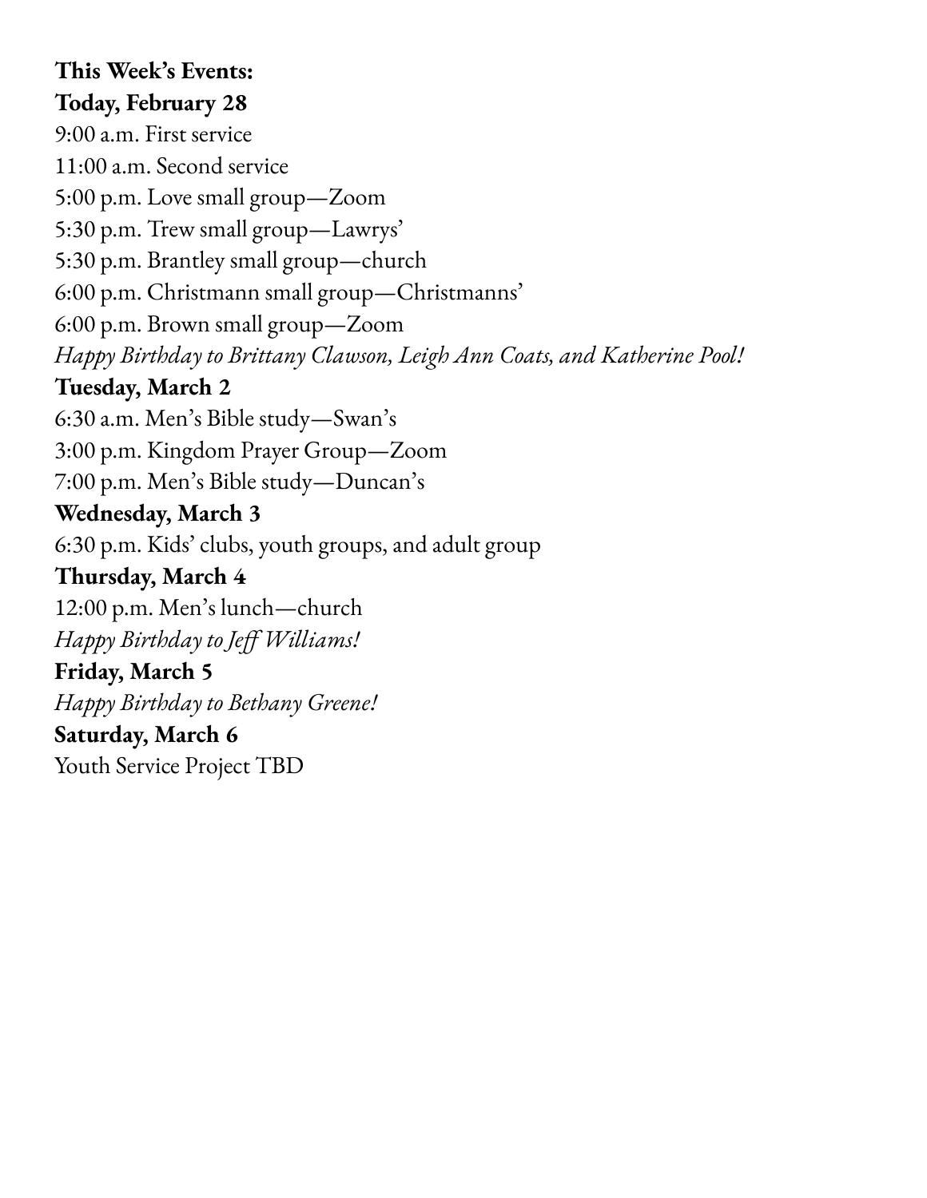**This Week's Events:**

**Today, February 28**

9:00 a.m. First service

11:00 a.m. Second service

5:00 p.m. Love small group—Zoom

5:30 p.m. Trew small group—Lawrys'

5:30 p.m. Brantley small group—church

6:00 p.m. Christmann small group—Christmanns'

6:00 p.m. Brown small group—Zoom

*Happy Birthday to Brittany Clawson, Leigh Ann Coats, and Katherine Pool!*

**Tuesday, March 2**

6:30 a.m. Men's Bible study—Swan's

3:00 p.m. Kingdom Prayer Group—Zoom

7:00 p.m. Men's Bible study—Duncan's

**Wednesday, March 3**

6:30 p.m. Kids' clubs, youth groups, and adult group

**Thursday, March 4**

12:00 p.m. Men's lunch—church

*Happy Birthday to Jeff Williams!*

**Friday, March 5**

*Happy Birthday to Bethany Greene!*

**Saturday, March 6**

Youth Service Project TBD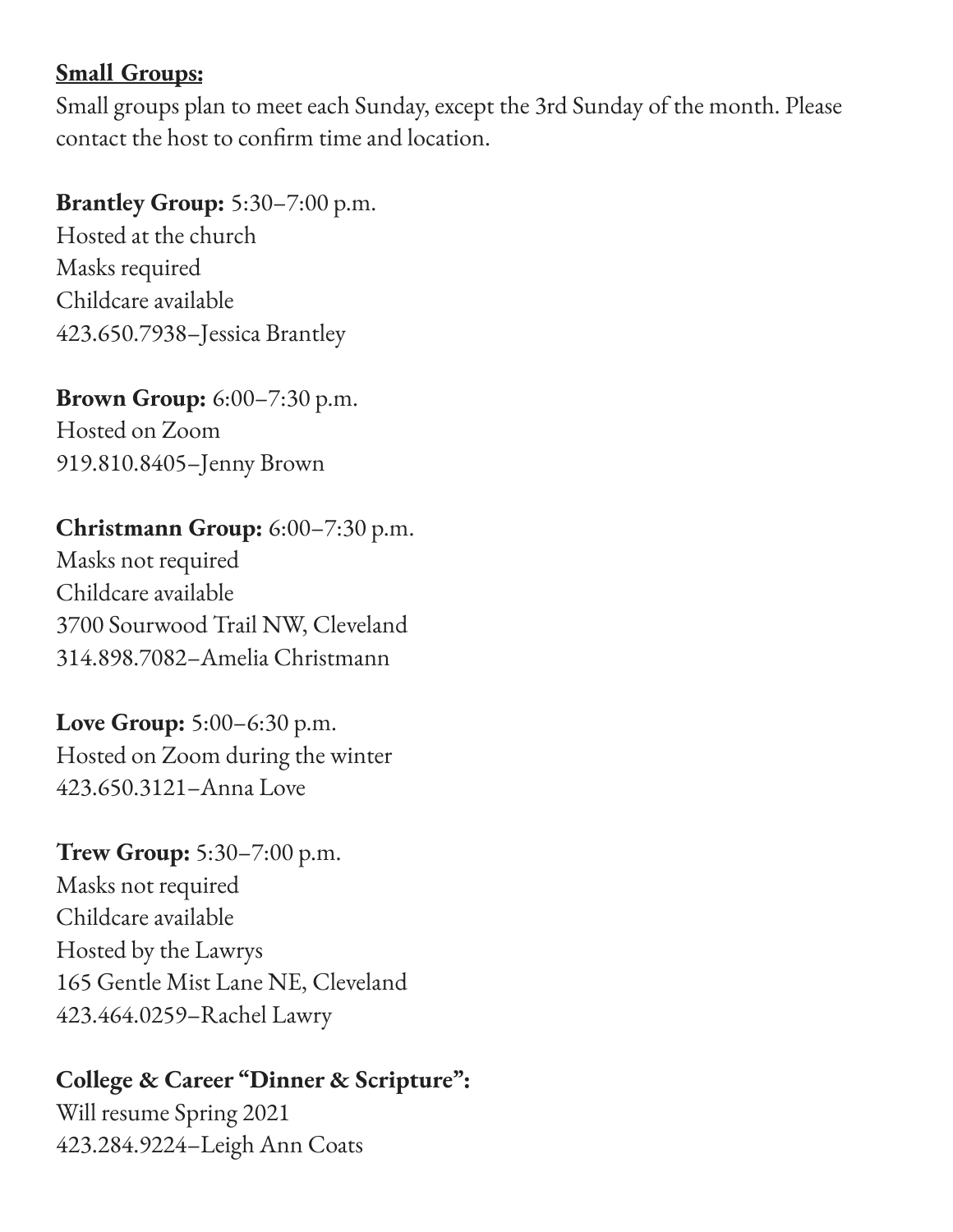**<u>Small Groups:</u>**

Small groups plan to meet each Sunday, except the 3rd Sunday of the month. Please contact the host to confirm time and location.

**Brantley Group:** 5:30–7:00 p.m.
Hosted at the church
Masks required
Childcare available
423.650.7938–Jessica Brantley

**Brown Group:** 6:00–7:30 p.m.
Hosted on Zoom
919.810.8405–Jenny Brown

**Christmann Group:** 6:00–7:30 p.m.
Masks not required
Childcare available
3700 Sourwood Trail NW, Cleveland
314.898.7082–Amelia Christmann

**Love Group:** 5:00–6:30 p.m.
Hosted on Zoom during the winter
423.650.3121–Anna Love

**Trew Group:** 5:30–7:00 p.m.
Masks not required
Childcare available
Hosted by the Lawrys
165 Gentle Mist Lane NE, Cleveland
423.464.0259–Rachel Lawry

**College & Career "Dinner & Scripture":**
Will resume Spring 2021
423.284.9224–Leigh Ann Coats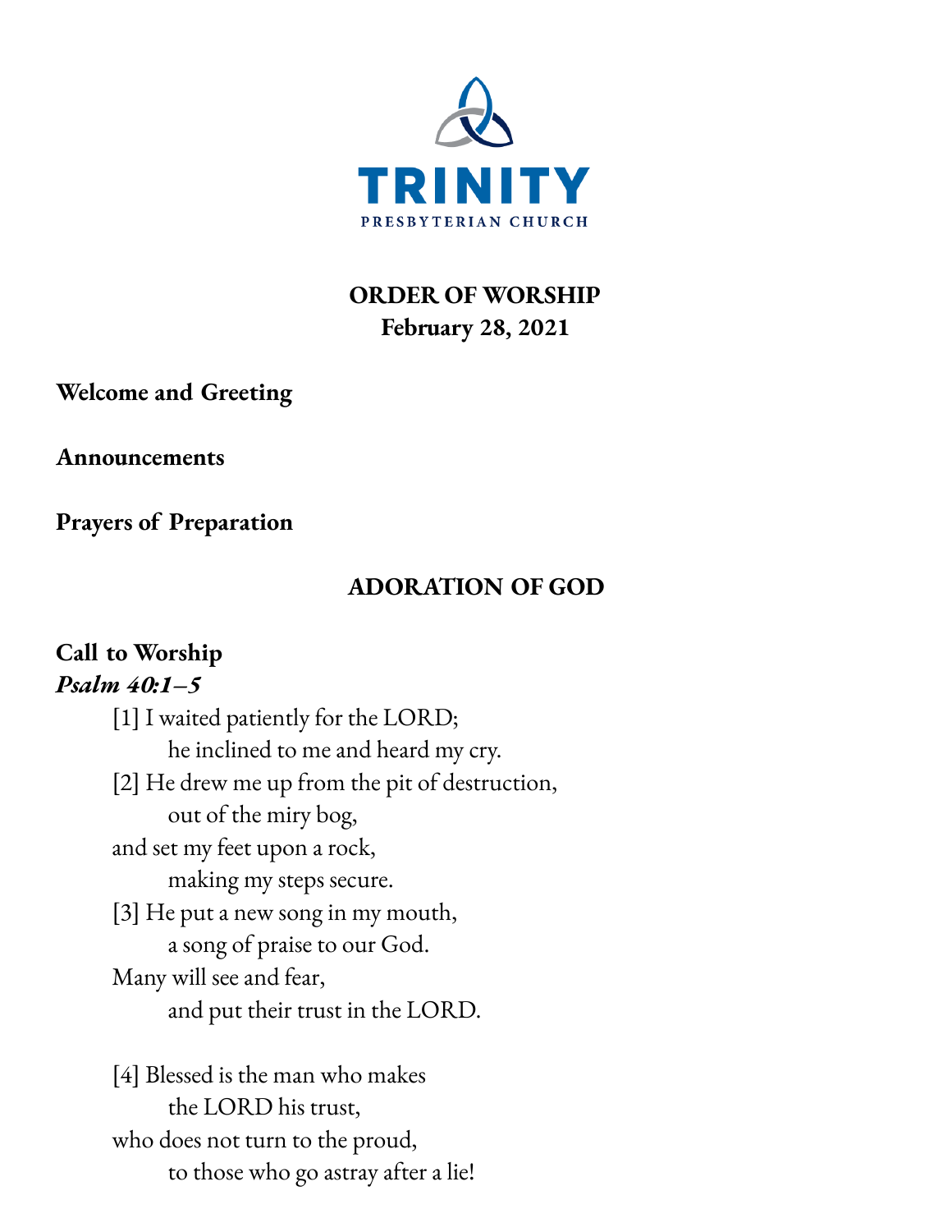**TRINITY**
PRESBYTERIAN CHURCH

# ORDER OF WORSHIP
**February 28, 2021**

**Welcome and Greeting**

**Announcements**

**Prayers of Preparation**

## ADORATION OF GOD

**Call to Worship**
***Psalm 40:1–5***

[1] I waited patiently for the LORD;
    he inclined to me and heard my cry.
[2] He drew me up from the pit of destruction,
    out of the miry bog,
and set my feet upon a rock,
    making my steps secure.
[3] He put a new song in my mouth,
    a song of praise to our God.
Many will see and fear,
    and put their trust in the LORD.

[4] Blessed is the man who makes
    the LORD his trust,
who does not turn to the proud,
    to those who go astray after a lie!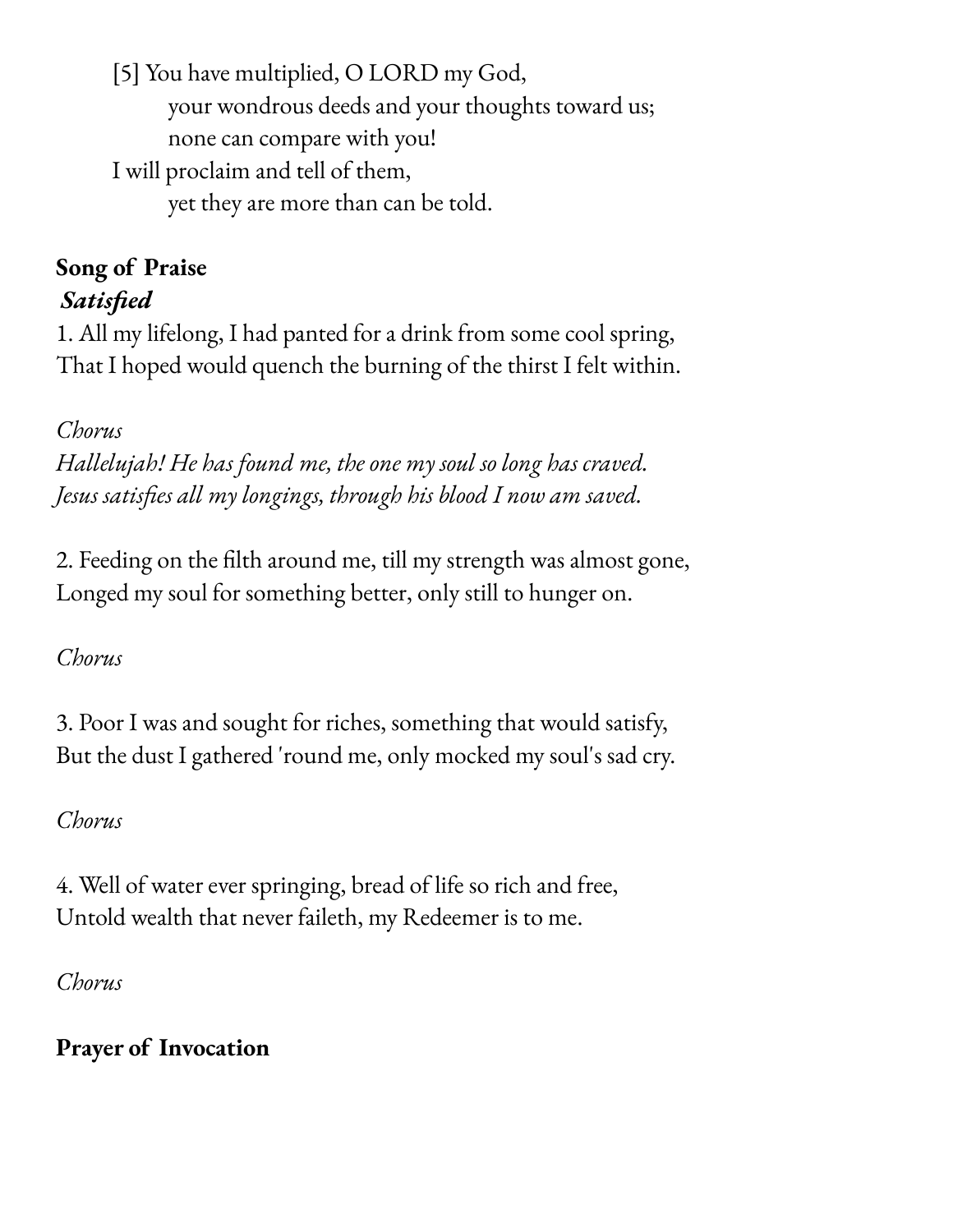[5] You have multiplied, O LORD my God,
    your wondrous deeds and your thoughts toward us;
    none can compare with you!
I will proclaim and tell of them,
    yet they are more than can be told.

**Song of Praise**
***Satisfied***

1. All my lifelong, I had panted for a drink from some cool spring,
That I hoped would quench the burning of the thirst I felt within.

*Chorus*
*Hallelujah! He has found me, the one my soul so long has craved.*
*Jesus satisfies all my longings, through his blood I now am saved.*

2. Feeding on the filth around me, till my strength was almost gone,
Longed my soul for something better, only still to hunger on.

*Chorus*

3. Poor I was and sought for riches, something that would satisfy,
But the dust I gathered 'round me, only mocked my soul's sad cry.

*Chorus*

4. Well of water ever springing, bread of life so rich and free,
Untold wealth that never faileth, my Redeemer is to me.

*Chorus*

**Prayer of Invocation**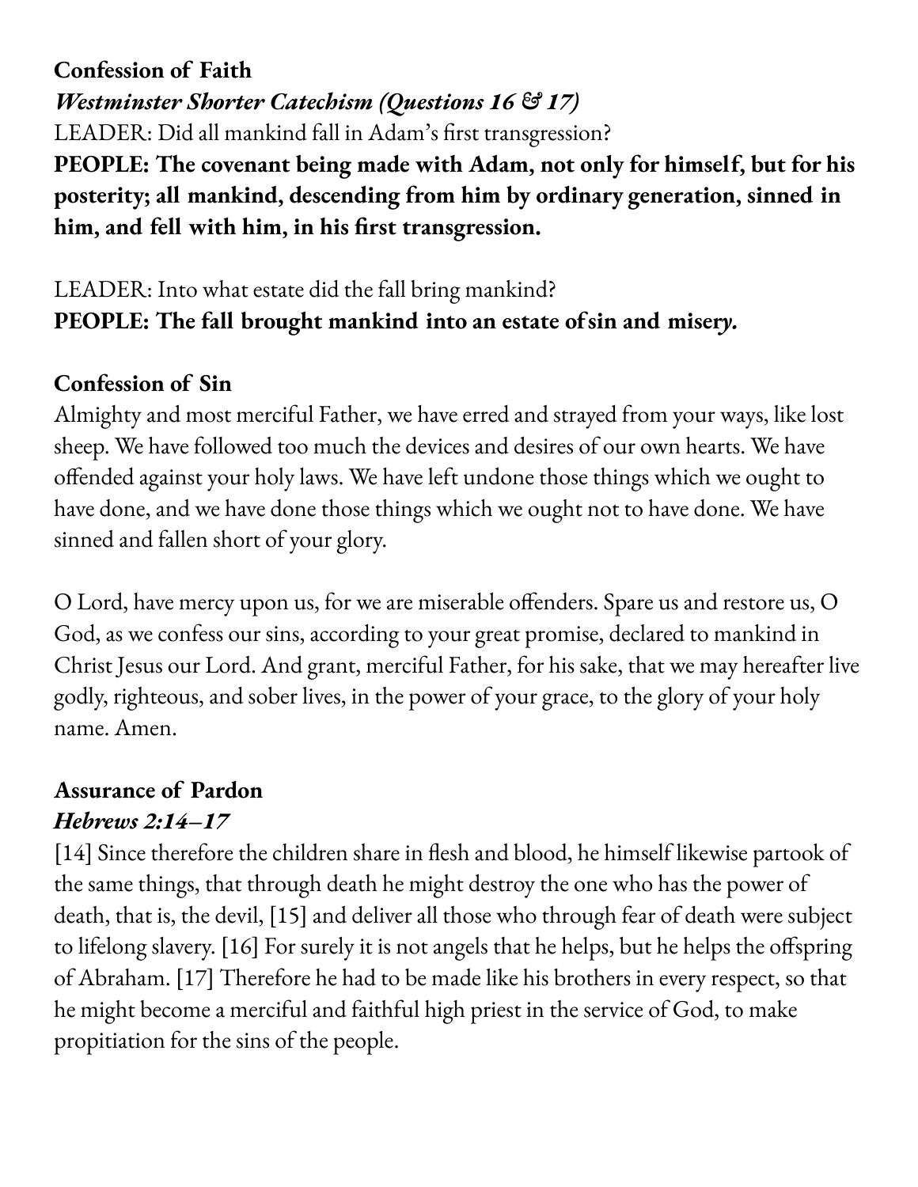**Confession of Faith**

***Westminster Shorter Catechism (Questions 16 & 17)***

LEADER: Did all mankind fall in Adam's first transgression?

**PEOPLE: The covenant being made with Adam, not only for himself, but for his posterity; all mankind, descending from him by ordinary generation, sinned in him, and fell with him, in his first transgression.**

LEADER: Into what estate did the fall bring mankind?

**PEOPLE: The fall brought mankind into an estate of sin and misery.**

**Confession of Sin**

Almighty and most merciful Father, we have erred and strayed from your ways, like lost sheep. We have followed too much the devices and desires of our own hearts. We have offended against your holy laws. We have left undone those things which we ought to have done, and we have done those things which we ought not to have done. We have sinned and fallen short of your glory.

O Lord, have mercy upon us, for we are miserable offenders. Spare us and restore us, O God, as we confess our sins, according to your great promise, declared to mankind in Christ Jesus our Lord. And grant, merciful Father, for his sake, that we may hereafter live godly, righteous, and sober lives, in the power of your grace, to the glory of your holy name. Amen.

**Assurance of Pardon**

***Hebrews 2:14–17***

[14] Since therefore the children share in flesh and blood, he himself likewise partook of the same things, that through death he might destroy the one who has the power of death, that is, the devil, [15] and deliver all those who through fear of death were subject to lifelong slavery. [16] For surely it is not angels that he helps, but he helps the offspring of Abraham. [17] Therefore he had to be made like his brothers in every respect, so that he might become a merciful and faithful high priest in the service of God, to make propitiation for the sins of the people.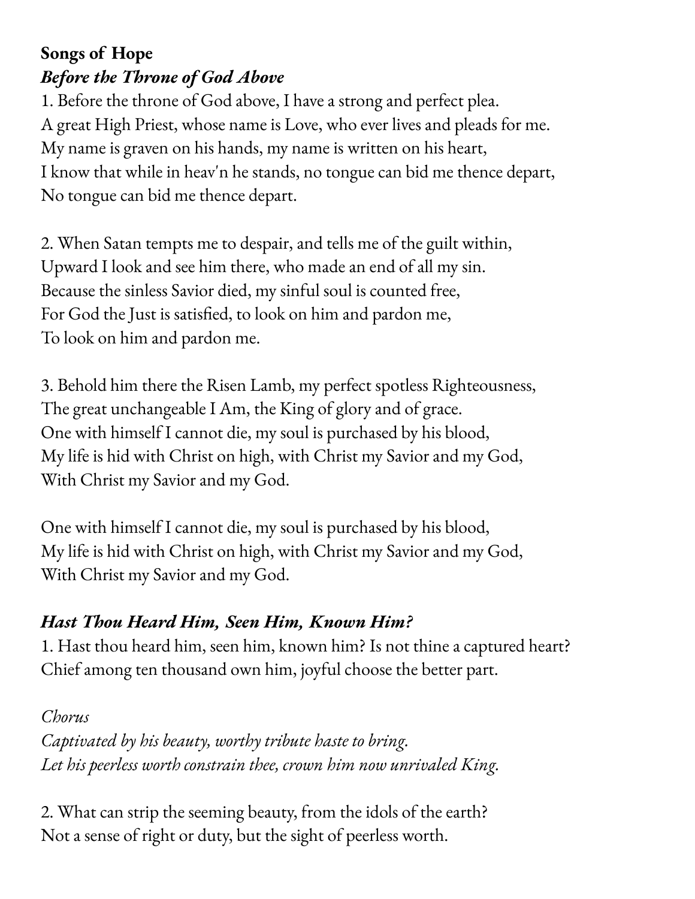**Songs of Hope**

***Before the Throne of God Above***

1. Before the throne of God above, I have a strong and perfect plea.
A great High Priest, whose name is Love, who ever lives and pleads for me.
My name is graven on his hands, my name is written on his heart,
I know that while in heav'n he stands, no tongue can bid me thence depart,
No tongue can bid me thence depart.

2. When Satan tempts me to despair, and tells me of the guilt within,
Upward I look and see him there, who made an end of all my sin.
Because the sinless Savior died, my sinful soul is counted free,
For God the Just is satisfied, to look on him and pardon me,
To look on him and pardon me.

3. Behold him there the Risen Lamb, my perfect spotless Righteousness,
The great unchangeable I Am, the King of glory and of grace.
One with himself I cannot die, my soul is purchased by his blood,
My life is hid with Christ on high, with Christ my Savior and my God,
With Christ my Savior and my God.

One with himself I cannot die, my soul is purchased by his blood,
My life is hid with Christ on high, with Christ my Savior and my God,
With Christ my Savior and my God.

***Hast Thou Heard Him, Seen Him, Known Him?***

1. Hast thou heard him, seen him, known him? Is not thine a captured heart?
Chief among ten thousand own him, joyful choose the better part.

*Chorus*
*Captivated by his beauty, worthy tribute haste to bring.*
*Let his peerless worth constrain thee, crown him now unrivaled King.*

2. What can strip the seeming beauty, from the idols of the earth?
Not a sense of right or duty, but the sight of peerless worth.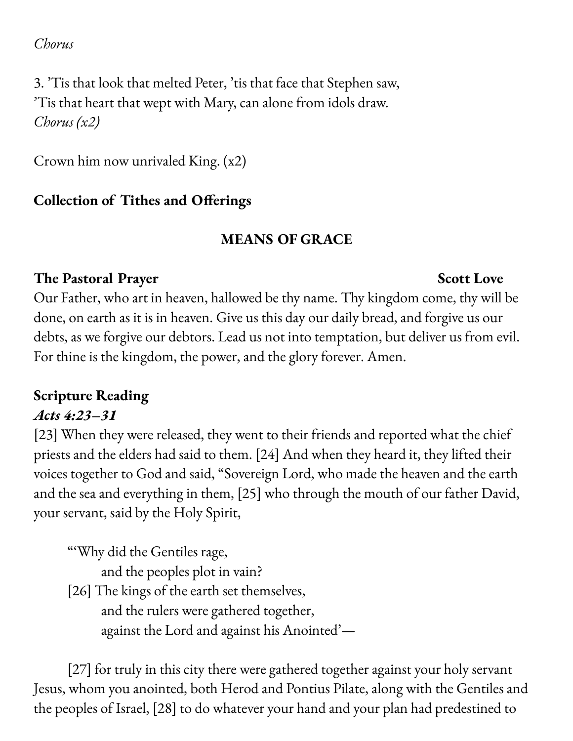*Chorus*

3. ’Tis that look that melted Peter, ’tis that face that Stephen saw,
’Tis that heart that wept with Mary, can alone from idols draw.
*Chorus (x2)*

Crown him now unrivaled King. (x2)

**Collection of Tithes and Offerings**

## MEANS OF GRACE

**The Pastoral Prayer** **Scott Love**

Our Father, who art in heaven, hallowed be thy name. Thy kingdom come, thy will be done, on earth as it is in heaven. Give us this day our daily bread, and forgive us our debts, as we forgive our debtors. Lead us not into temptation, but deliver us from evil. For thine is the kingdom, the power, and the glory forever. Amen.

**Scripture Reading**

***Acts 4:23–31***

[23] When they were released, they went to their friends and reported what the chief priests and the elders had said to them. [24] And when they heard it, they lifted their voices together to God and said, “Sovereign Lord, who made the heaven and the earth and the sea and everything in them, [25] who through the mouth of our father David, your servant, said by the Holy Spirit,

> “‘Why did the Gentiles rage,
> and the peoples plot in vain?
> [26] The kings of the earth set themselves,
> and the rulers were gathered together,
> against the Lord and against his Anointed’—

[27] for truly in this city there were gathered together against your holy servant Jesus, whom you anointed, both Herod and Pontius Pilate, along with the Gentiles and the peoples of Israel, [28] to do whatever your hand and your plan had predestined to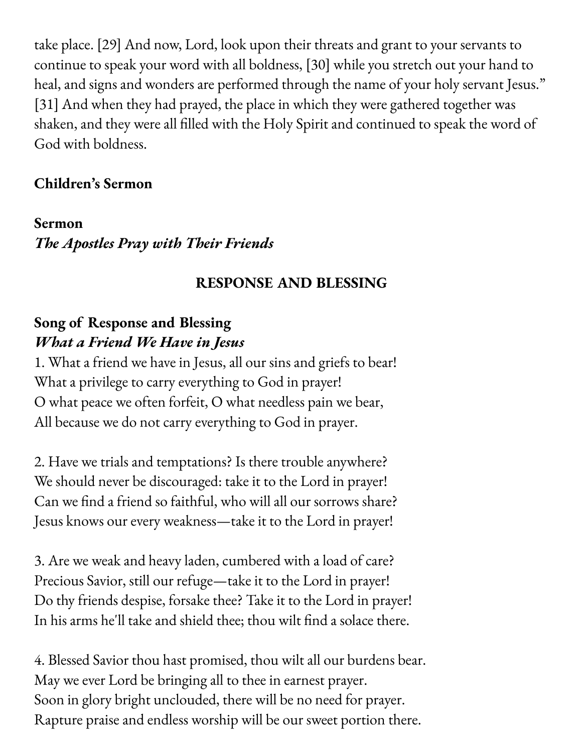take place. [29] And now, Lord, look upon their threats and grant to your servants to continue to speak your word with all boldness, [30] while you stretch out your hand to heal, and signs and wonders are performed through the name of your holy servant Jesus." [31] And when they had prayed, the place in which they were gathered together was shaken, and they were all filled with the Holy Spirit and continued to speak the word of God with boldness.

**Children's Sermon**

**Sermon**
***The Apostles Pray with Their Friends***

## RESPONSE AND BLESSING

**Song of Response and Blessing**
***What a Friend We Have in Jesus***

1. What a friend we have in Jesus, all our sins and griefs to bear!
What a privilege to carry everything to God in prayer!
O what peace we often forfeit, O what needless pain we bear,
All because we do not carry everything to God in prayer.

2. Have we trials and temptations? Is there trouble anywhere?
We should never be discouraged: take it to the Lord in prayer!
Can we find a friend so faithful, who will all our sorrows share?
Jesus knows our every weakness—take it to the Lord in prayer!

3. Are we weak and heavy laden, cumbered with a load of care?
Precious Savior, still our refuge—take it to the Lord in prayer!
Do thy friends despise, forsake thee? Take it to the Lord in prayer!
In his arms he'll take and shield thee; thou wilt find a solace there.

4. Blessed Savior thou hast promised, thou wilt all our burdens bear.
May we ever Lord be bringing all to thee in earnest prayer.
Soon in glory bright unclouded, there will be no need for prayer.
Rapture praise and endless worship will be our sweet portion there.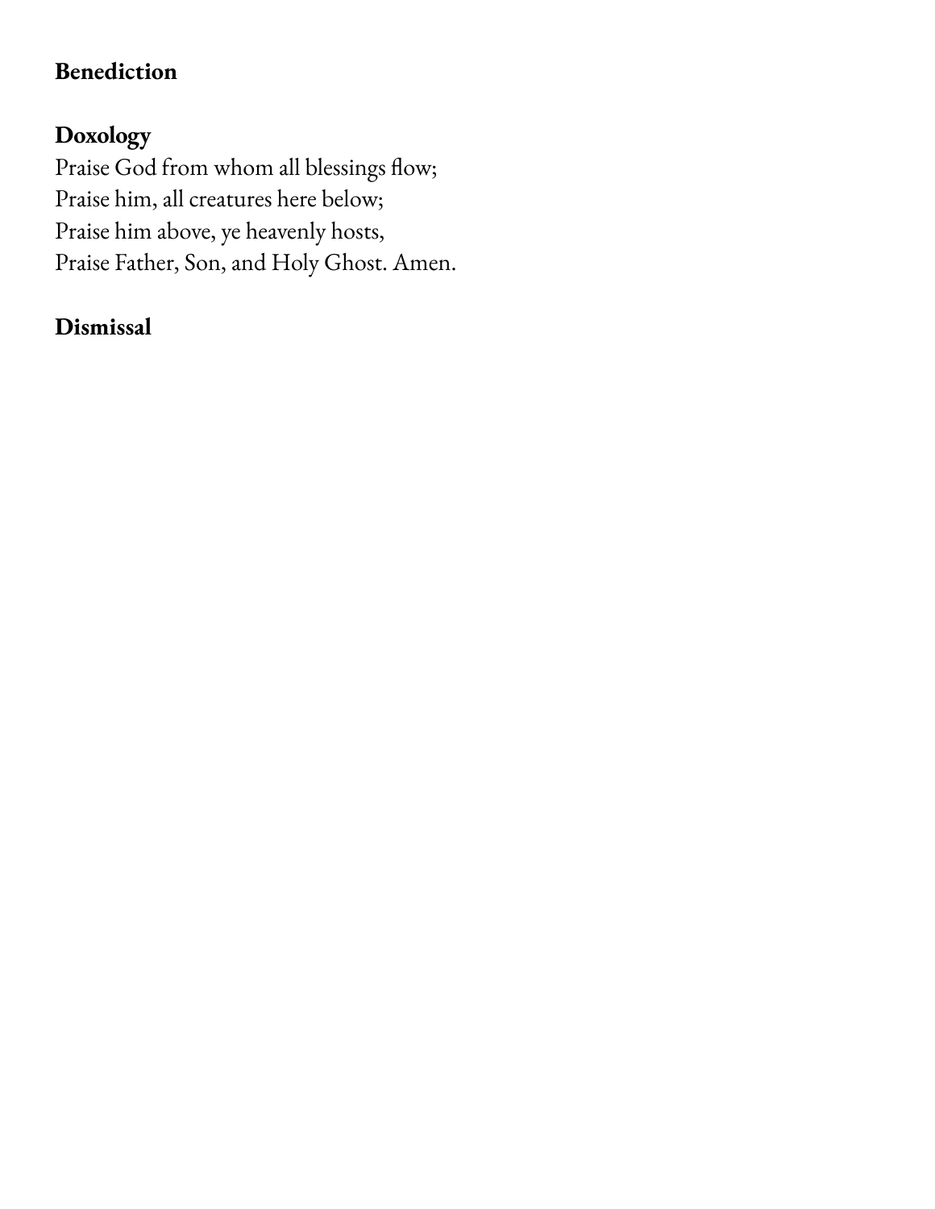**Benediction**

**Doxology**

Praise God from whom all blessings flow;
Praise him, all creatures here below;
Praise him above, ye heavenly hosts,
Praise Father, Son, and Holy Ghost. Amen.

**Dismissal**